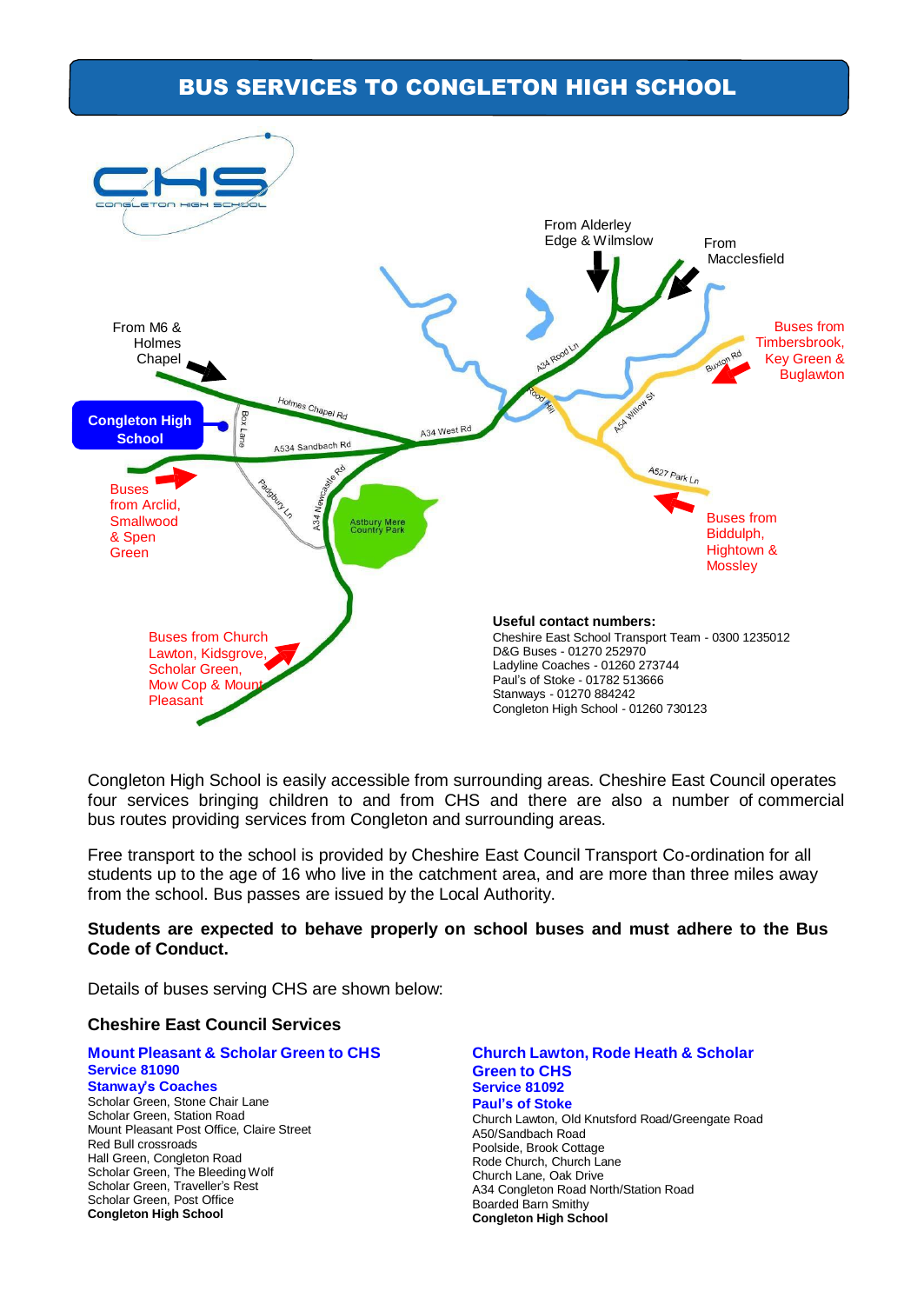# BUS SERVICES TO CONGLETON HIGH SCHOOL

From Alderley Edge & Wilmslow

From Macclesfield

From M6 & Holmes Chapel

Buses from Timbersbrook, Key Green & Buglawton

Congleton High School

Buses from Arclid, Smallwood & Spen Green

Buses from Biddulph, Hightown & Mossley

Buses from Church Lawton, Kidsgrove, Scholar Green, Mow Cop & Mount Pleasant

**Useful contact numbers:**
Cheshire East School Transport Team - 0300 1235012
D&G Buses - 01270 252970
Ladyline Coaches - 01260 273744
Paul's of Stoke - 01782 513666
Stanways - 01270 884242
Congleton High School - 01260 730123

Congleton High School is easily accessible from surrounding areas. Cheshire East Council operates four services bringing children to and from CHS and there are also a number of commercial bus routes providing services from Congleton and surrounding areas.

Free transport to the school is provided by Cheshire East Council Transport Co-ordination for all students up to the age of 16 who live in the catchment area, and are more than three miles away from the school. Bus passes are issued by the Local Authority.

**Students are expected to behave properly on school buses and must adhere to the Bus Code of Conduct.**

Details of buses serving CHS are shown below:

### Cheshire East Council Services

**Mount Pleasant & Scholar Green to CHS**
**Service 81090**
**Stanway's Coaches**
Scholar Green, Stone Chair Lane
Scholar Green, Station Road
Mount Pleasant Post Office, Claire Street
Red Bull crossroads
Hall Green, Congleton Road
Scholar Green, The Bleeding Wolf
Scholar Green, Traveller's Rest
Scholar Green, Post Office
**Congleton High School**

**Church Lawton, Rode Heath & Scholar Green to CHS**
**Service 81092**
**Paul's of Stoke**
Church Lawton, Old Knutsford Road/Greengate Road
A50/Sandbach Road
Poolside, Brook Cottage
Rode Church, Church Lane
Church Lane, Oak Drive
A34 Congleton Road North/Station Road
Boarded Barn Smithy
**Congleton High School**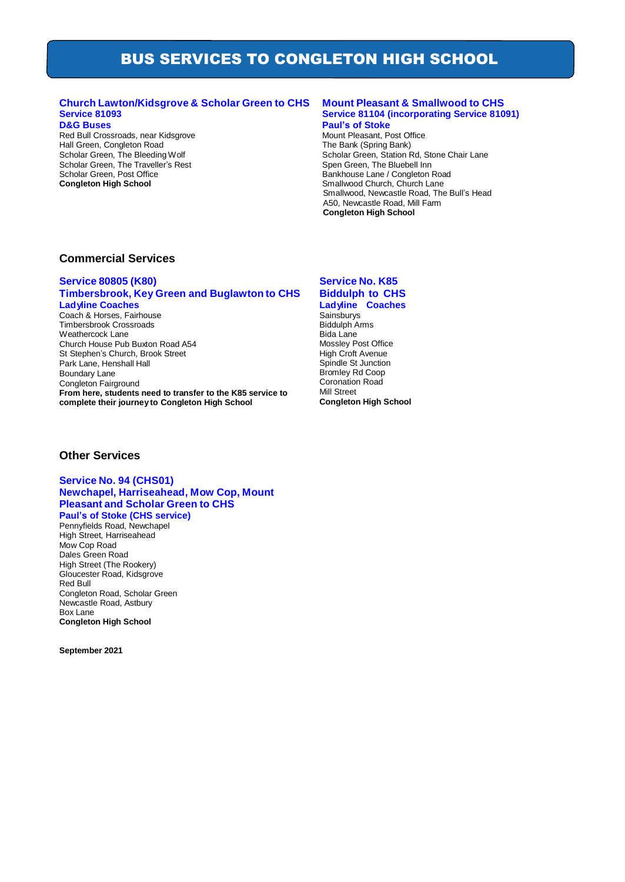# BUS SERVICES TO CONGLETON HIGH SCHOOL

### Church Lawton/Kidsgrove & Scholar Green to CHS
**Service 81093**
**D&G Buses**

Red Bull Crossroads, near Kidsgrove
Hall Green, Congleton Road
Scholar Green, The Bleeding Wolf
Scholar Green, The Traveller's Rest
Scholar Green, Post Office
**Congleton High School**

### Mount Pleasant & Smallwood to CHS
**Service 81104 (incorporating Service 81091)**
**Paul's of Stoke**

Mount Pleasant, Post Office
The Bank (Spring Bank)
Scholar Green, Station Rd, Stone Chair Lane
Spen Green, The Bluebell Inn
Bankhouse Lane / Congleton Road
Smallwood Church, Church Lane
Smallwood, Newcastle Road, The Bull's Head
A50, Newcastle Road, Mill Farm
**Congleton High School**

## Commercial Services

### Service 80805 (K80)
### Timbersbrook, Key Green and Buglawton to CHS
**Ladyline Coaches**

Coach & Horses, Fairhouse
Timbersbrook Crossroads
Weathercock Lane
Church House Pub Buxton Road A54
St Stephen's Church, Brook Street
Park Lane, Henshall Hall
Boundary Lane
Congleton Fairground
**From here, students need to transfer to the K85 service to complete their journey to Congleton High School**

### Service No. K85
### Biddulph to CHS
**Ladyline Coaches**

Sainsburys
Biddulph Arms
Bida Lane
Mossley Post Office
High Croft Avenue
Spindle St Junction
Bromley Rd Coop
Coronation Road
Mill Street
**Congleton High School**

## Other Services

### Service No. 94 (CHS01)
### Newchapel, Harriseahead, Mow Cop, Mount Pleasant and Scholar Green to CHS
**Paul's of Stoke (CHS service)**

Pennyfields Road, Newchapel
High Street, Harriseahead
Mow Cop Road
Dales Green Road
High Street (The Rookery)
Gloucester Road, Kidsgrove
Red Bull
Congleton Road, Scholar Green
Newcastle Road, Astbury
Box Lane
**Congleton High School**

**September 2021**